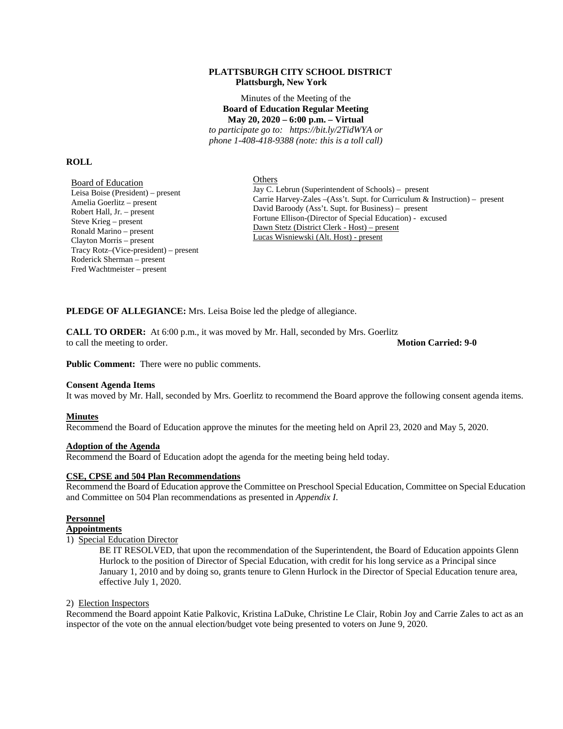**PLATTSBURGH CITY SCHOOL DISTRICT**
**Plattsburgh, New York**

Minutes of the Meeting of the
**Board of Education Regular Meeting**
**May 20, 2020 – 6:00 p.m. – Virtual**
*to participate go to: https://bit.ly/2TidWYA or phone 1-408-418-9388 (note: this is a toll call)*

**ROLL**

Board of Education
Leisa Boise (President) – present
Amelia Goerlitz – present
Robert Hall, Jr. – present
Steve Krieg – present
Ronald Marino – present
Clayton Morris – present
Tracy Rotz–(Vice-president) – present
Roderick Sherman – present
Fred Wachtmeister – present

Others
Jay C. Lebrun (Superintendent of Schools) – present
Carrie Harvey-Zales –(Ass't. Supt. for Curriculum & Instruction) – present
David Baroody (Ass't. Supt. for Business) – present
Fortune Ellison-(Director of Special Education) - excused
Dawn Stetz (District Clerk - Host) – present
Lucas Wisniewski (Alt. Host) - present

**PLEDGE OF ALLEGIANCE:** Mrs. Leisa Boise led the pledge of allegiance.

**CALL TO ORDER:** At 6:00 p.m., it was moved by Mr. Hall, seconded by Mrs. Goerlitz to call the meeting to order. **Motion Carried: 9-0**

**Public Comment:** There were no public comments.

**Consent Agenda Items**
It was moved by Mr. Hall, seconded by Mrs. Goerlitz to recommend the Board approve the following consent agenda items.

**Minutes**
Recommend the Board of Education approve the minutes for the meeting held on April 23, 2020 and May 5, 2020.

**Adoption of the Agenda**
Recommend the Board of Education adopt the agenda for the meeting being held today.

**CSE, CPSE and 504 Plan Recommendations**
Recommend the Board of Education approve the Committee on Preschool Special Education, Committee on Special Education and Committee on 504 Plan recommendations as presented in *Appendix I*.

**Personnel**
**Appointments**

1) Special Education Director

BE IT RESOLVED, that upon the recommendation of the Superintendent, the Board of Education appoints Glenn Hurlock to the position of Director of Special Education, with credit for his long service as a Principal since January 1, 2010 and by doing so, grants tenure to Glenn Hurlock in the Director of Special Education tenure area, effective July 1, 2020.

2) Election Inspectors

Recommend the Board appoint Katie Palkovic, Kristina LaDuke, Christine Le Clair, Robin Joy and Carrie Zales to act as an inspector of the vote on the annual election/budget vote being presented to voters on June 9, 2020.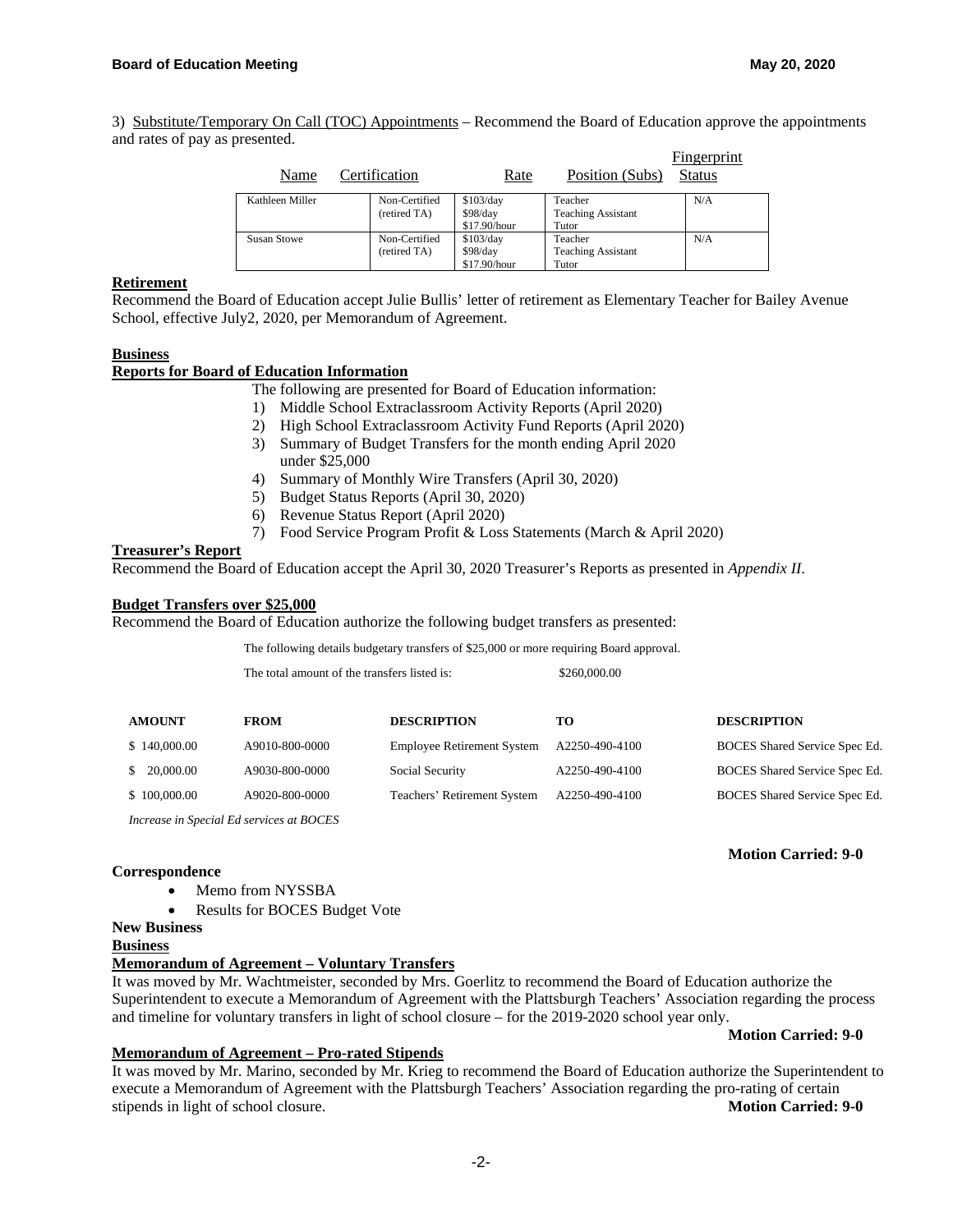3) Substitute/Temporary On Call (TOC) Appointments – Recommend the Board of Education approve the appointments and rates of pay as presented.

| Name | Certification | Rate | Position (Subs) | Fingerprint Status |
|---|---|---|---|---|
| Kathleen Miller | Non-Certified (retired TA) | $103/day<br>$98/day<br>$17.90/hour | Teacher<br>Teaching Assistant<br>Tutor | N/A |
| Susan Stowe | Non-Certified (retired TA) | $103/day<br>$98/day<br>$17.90/hour | Teacher<br>Teaching Assistant<br>Tutor | N/A |

**Retirement**

Recommend the Board of Education accept Julie Bullis' letter of retirement as Elementary Teacher for Bailey Avenue School, effective July2, 2020, per Memorandum of Agreement.

**Business**

**Reports for Board of Education Information**

The following are presented for Board of Education information:

1) Middle School Extraclassroom Activity Reports (April 2020)
2) High School Extraclassroom Activity Fund Reports (April 2020)
3) Summary of Budget Transfers for the month ending April 2020 under $25,000
4) Summary of Monthly Wire Transfers (April 30, 2020)
5) Budget Status Reports (April 30, 2020)
6) Revenue Status Report (April 2020)
7) Food Service Program Profit & Loss Statements (March & April 2020)

**Treasurer's Report**

Recommend the Board of Education accept the April 30, 2020 Treasurer's Reports as presented in *Appendix II*.

**Budget Transfers over $25,000**

Recommend the Board of Education authorize the following budget transfers as presented:

The following details budgetary transfers of $25,000 or more requiring Board approval.

The total amount of the transfers listed is: $260,000.00

| AMOUNT | FROM | DESCRIPTION | TO | DESCRIPTION |
|---|---|---|---|---|
| $ 140,000.00 | A9010-800-0000 | Employee Retirement System | A2250-490-4100 | BOCES Shared Service Spec Ed. |
| $ 20,000.00 | A9030-800-0000 | Social Security | A2250-490-4100 | BOCES Shared Service Spec Ed. |
| $ 100,000.00 | A9020-800-0000 | Teachers' Retirement System | A2250-490-4100 | BOCES Shared Service Spec Ed. |

*Increase in Special Ed services at BOCES*

**Motion Carried: 9-0**

**Correspondence**

- Memo from NYSSBA
- Results for BOCES Budget Vote

**New Business**

**Business**

**Memorandum of Agreement – Voluntary Transfers**

It was moved by Mr. Wachtmeister, seconded by Mrs. Goerlitz to recommend the Board of Education authorize the Superintendent to execute a Memorandum of Agreement with the Plattsburgh Teachers' Association regarding the process and timeline for voluntary transfers in light of school closure – for the 2019-2020 school year only.

**Motion Carried: 9-0**

**Memorandum of Agreement – Pro-rated Stipends**

It was moved by Mr. Marino, seconded by Mr. Krieg to recommend the Board of Education authorize the Superintendent to execute a Memorandum of Agreement with the Plattsburgh Teachers' Association regarding the pro-rating of certain stipends in light of school closure.

**Motion Carried: 9-0**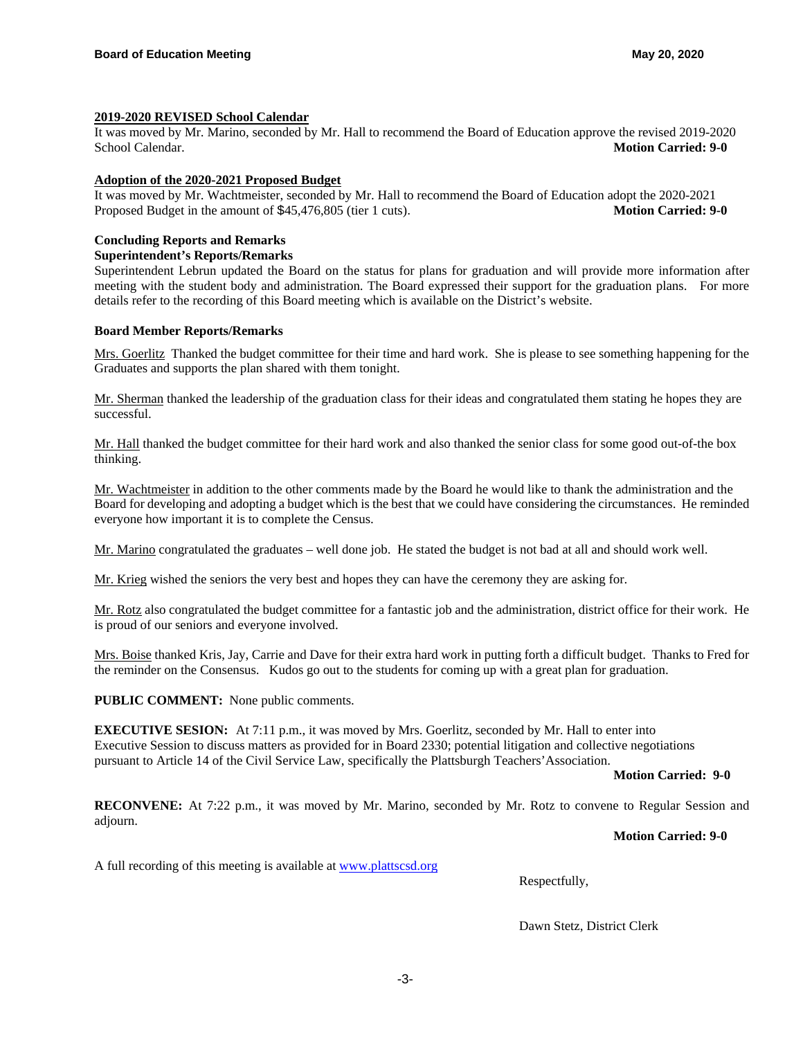**2019-2020 REVISED School Calendar**

It was moved by Mr. Marino, seconded by Mr. Hall to recommend the Board of Education approve the revised 2019-2020 School Calendar. **Motion Carried: 9-0**

**Adoption of the 2020-2021 Proposed Budget**

It was moved by Mr. Wachtmeister, seconded by Mr. Hall to recommend the Board of Education adopt the 2020-2021 Proposed Budget in the amount of $45,476,805 (tier 1 cuts). **Motion Carried: 9-0**

**Concluding Reports and Remarks**

**Superintendent's Reports/Remarks**

Superintendent Lebrun updated the Board on the status for plans for graduation and will provide more information after meeting with the student body and administration. The Board expressed their support for the graduation plans. For more details refer to the recording of this Board meeting which is available on the District's website.

**Board Member Reports/Remarks**

Mrs. Goerlitz Thanked the budget committee for their time and hard work. She is please to see something happening for the Graduates and supports the plan shared with them tonight.

Mr. Sherman thanked the leadership of the graduation class for their ideas and congratulated them stating he hopes they are successful.

Mr. Hall thanked the budget committee for their hard work and also thanked the senior class for some good out-of-the box thinking.

Mr. Wachtmeister in addition to the other comments made by the Board he would like to thank the administration and the Board for developing and adopting a budget which is the best that we could have considering the circumstances. He reminded everyone how important it is to complete the Census.

Mr. Marino congratulated the graduates – well done job. He stated the budget is not bad at all and should work well.

Mr. Krieg wished the seniors the very best and hopes they can have the ceremony they are asking for.

Mr. Rotz also congratulated the budget committee for a fantastic job and the administration, district office for their work. He is proud of our seniors and everyone involved.

Mrs. Boise thanked Kris, Jay, Carrie and Dave for their extra hard work in putting forth a difficult budget. Thanks to Fred for the reminder on the Consensus. Kudos go out to the students for coming up with a great plan for graduation.

**PUBLIC COMMENT:** None public comments.

**EXECUTIVE SESION:** At 7:11 p.m., it was moved by Mrs. Goerlitz, seconded by Mr. Hall to enter into Executive Session to discuss matters as provided for in Board 2330; potential litigation and collective negotiations pursuant to Article 14 of the Civil Service Law, specifically the Plattsburgh Teachers' Association.

**Motion Carried: 9-0**

**RECONVENE:** At 7:22 p.m., it was moved by Mr. Marino, seconded by Mr. Rotz to convene to Regular Session and adjourn.

**Motion Carried: 9-0**

A full recording of this meeting is available at [www.plattscsd.org](http://www.plattscsd.org)

Respectfully,

Dawn Stetz, District Clerk